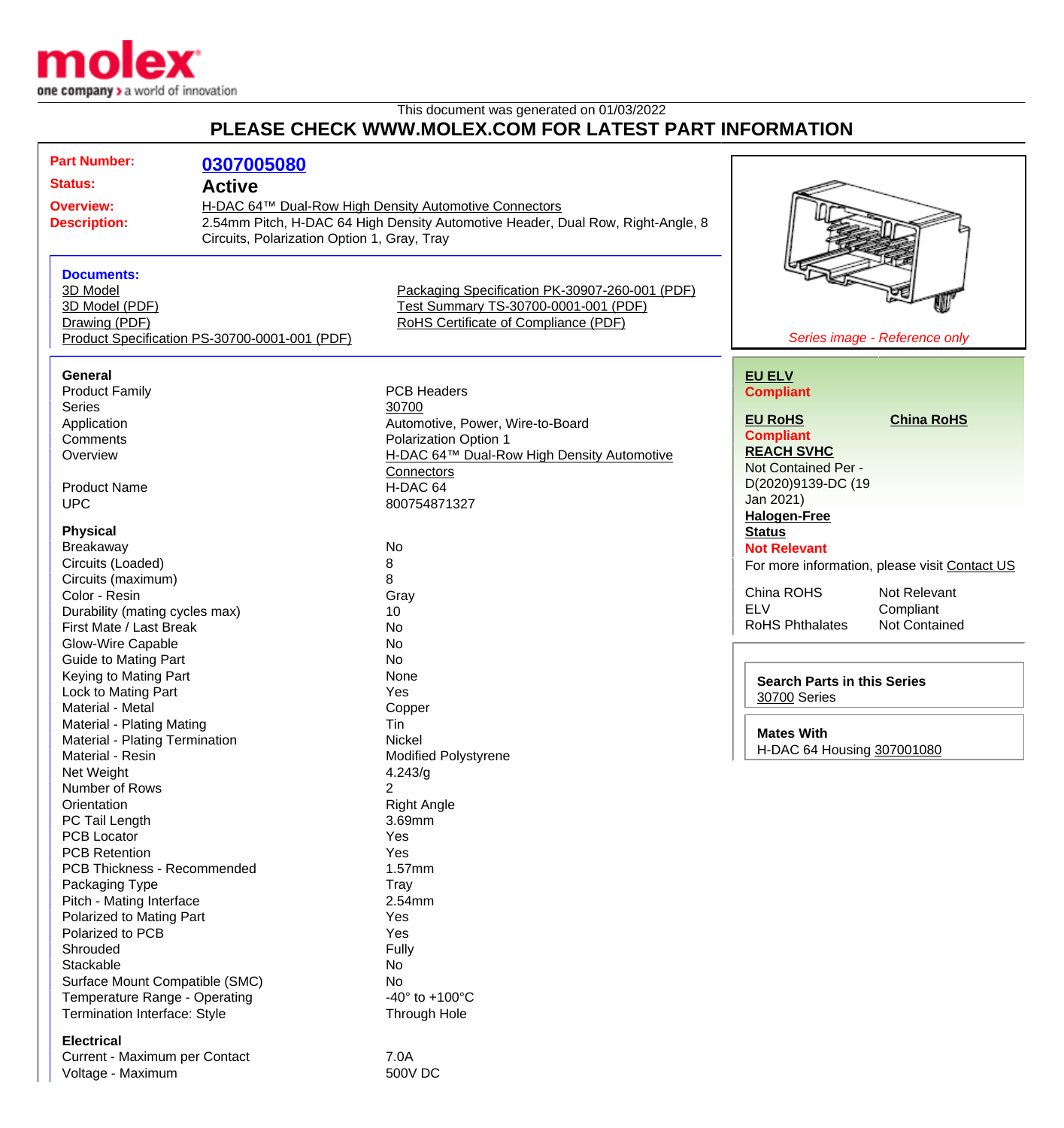This document was generated on 01/03/2022

# PLEASE CHECK WWW.MOLEX.COM FOR LATEST PART INFORMATION

**Part Number:** 0307005080

**Status:** **Active**

**Overview:** H-DAC 64™ Dual-Row High Density Automotive Connectors

**Description:** 2.54mm Pitch, H-DAC 64 High Density Automotive Header, Dual Row, Right-Angle, 8 Circuits, Polarization Option 1, Gray, Tray

### Documents:

- 3D Model
- 3D Model (PDF)
- Drawing (PDF)
- Product Specification PS-30700-0001-001 (PDF)
- Packaging Specification PK-30907-260-001 (PDF)
- Test Summary TS-30700-0001-001 (PDF)
- RoHS Certificate of Compliance (PDF)

*Series image - Reference only*

### General

| | |
|---|---|
| Product Family | PCB Headers |
| Series | 30700 |
| Application | Automotive, Power, Wire-to-Board |
| Comments | Polarization Option 1 |
| Overview | H-DAC 64™ Dual-Row High Density Automotive Connectors |
| Product Name | H-DAC 64 |
| UPC | 800754871327 |

### Physical

| | |
|---|---|
| Breakaway | No |
| Circuits (Loaded) | 8 |
| Circuits (maximum) | 8 |
| Color - Resin | Gray |
| Durability (mating cycles max) | 10 |
| First Mate / Last Break | No |
| Glow-Wire Capable | No |
| Guide to Mating Part | No |
| Keying to Mating Part | None |
| Lock to Mating Part | Yes |
| Material - Metal | Copper |
| Material - Plating Mating | Tin |
| Material - Plating Termination | Nickel |
| Material - Resin | Modified Polystyrene |
| Net Weight | 4.243/g |
| Number of Rows | 2 |
| Orientation | Right Angle |
| PC Tail Length | 3.69mm |
| PCB Locator | Yes |
| PCB Retention | Yes |
| PCB Thickness - Recommended | 1.57mm |
| Packaging Type | Tray |
| Pitch - Mating Interface | 2.54mm |
| Polarized to Mating Part | Yes |
| Polarized to PCB | Yes |
| Shrouded | Fully |
| Stackable | No |
| Surface Mount Compatible (SMC) | No |
| Temperature Range - Operating | -40° to +100°C |
| Termination Interface: Style | Through Hole |

### Electrical

| | |
|---|---|
| Current - Maximum per Contact | 7.0A |
| Voltage - Maximum | 500V DC |

**EU ELV**
**Compliant**

**EU RoHS** **China RoHS**
**Compliant**

**REACH SVHC**
Not Contained Per - D(2020)9139-DC (19 Jan 2021)

**Halogen-Free Status**
**Not Relevant**

For more information, please visit Contact US

| | |
|---|---|
| China ROHS | Not Relevant |
| ELV | Compliant |
| RoHS Phthalates | Not Contained |

**Search Parts in this Series**
30700 Series

**Mates With**
H-DAC 64 Housing 307001080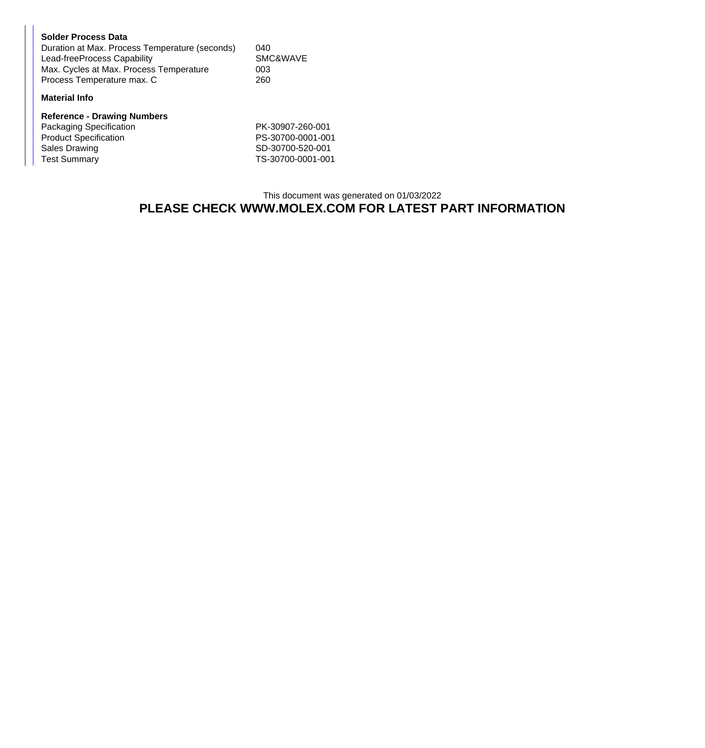**Solder Process Data**

| | |
|---|---|
| Duration at Max. Process Temperature (seconds) | 040 |
| Lead-freeProcess Capability | SMC&WAVE |
| Max. Cycles at Max. Process Temperature | 003 |
| Process Temperature max. C | 260 |

**Material Info**

**Reference - Drawing Numbers**

| | |
|---|---|
| Packaging Specification | PK-30907-260-001 |
| Product Specification | PS-30700-0001-001 |
| Sales Drawing | SD-30700-520-001 |
| Test Summary | TS-30700-0001-001 |

This document was generated on 01/03/2022

**PLEASE CHECK WWW.MOLEX.COM FOR LATEST PART INFORMATION**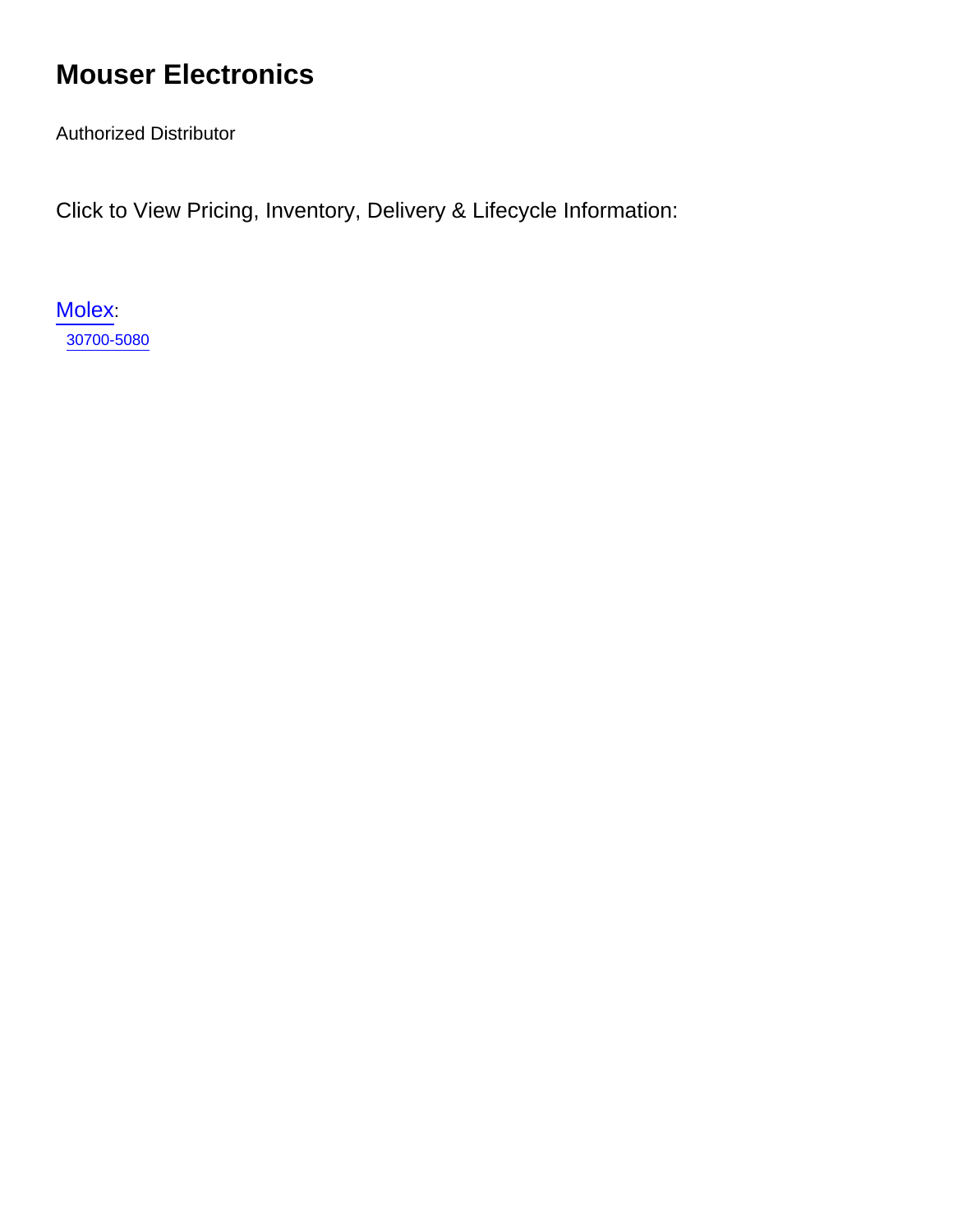# Mouser Electronics

Authorized Distributor

Click to View Pricing, Inventory, Delivery & Lifecycle Information:

Molex:

30700-5080